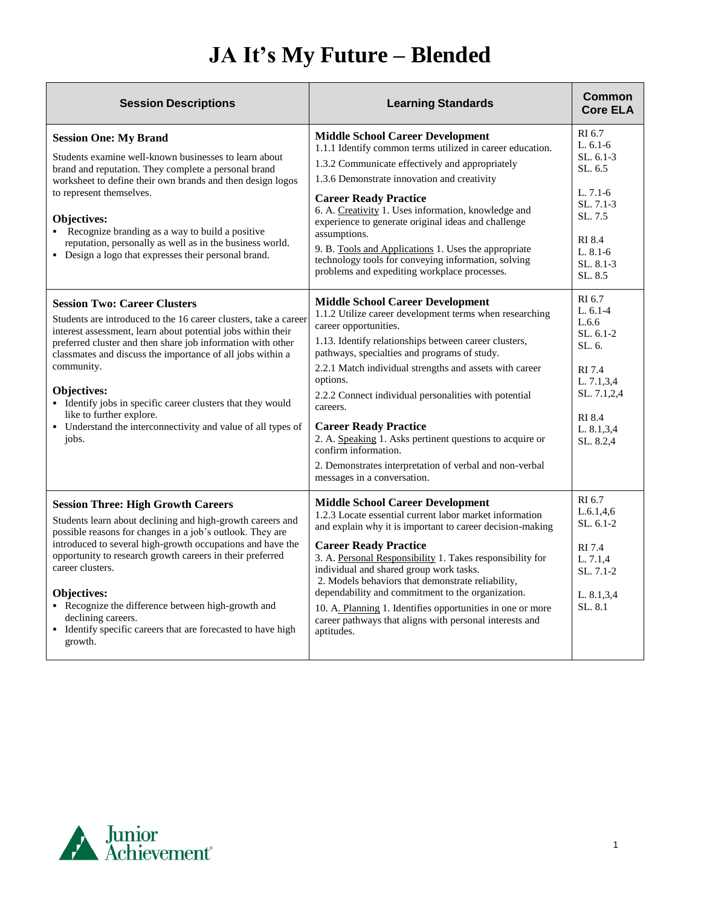# JA It's My Future – Blended

| Session Descriptions | Learning Standards | Common Core ELA |
|---|---|---|
| **Session One: My Brand**<br><br>Students examine well-known businesses to learn about brand and reputation. They complete a personal brand worksheet to define their own brands and then design logos to represent themselves.<br><br>**Objectives:**<br>▪ Recognize branding as a way to build a positive reputation, personally as well as in the business world.<br>▪ Design a logo that expresses their personal brand. | **Middle School Career Development**<br>1.1.1 Identify common terms utilized in career education.<br>1.3.2 Communicate effectively and appropriately<br>1.3.6 Demonstrate innovation and creativity<br><br>**Career Ready Practice**<br>6. A. Creativity 1. Uses information, knowledge and experience to generate original ideas and challenge assumptions.<br>9. B. Tools and Applications 1. Uses the appropriate technology tools for conveying information, solving problems and expediting workplace processes. | RI 6.7<br>L. 6.1-6<br>SL. 6.1-3<br>SL. 6.5<br><br>L. 7.1-6<br>SL. 7.1-3<br>SL. 7.5<br><br>RI 8.4<br>L. 8.1-6<br>SL. 8.1-3<br>SL. 8.5 |
| **Session Two: Career Clusters**<br><br>Students are introduced to the 16 career clusters, take a career interest assessment, learn about potential jobs within their preferred cluster and then share job information with other classmates and discuss the importance of all jobs within a community.<br><br>**Objectives:**<br>▪ Identify jobs in specific career clusters that they would like to further explore.<br>▪ Understand the interconnectivity and value of all types of jobs. | **Middle School Career Development**<br>1.1.2 Utilize career development terms when researching career opportunities.<br>1.13. Identify relationships between career clusters, pathways, specialties and programs of study.<br>2.2.1 Match individual strengths and assets with career options.<br>2.2.2 Connect individual personalities with potential careers.<br><br>**Career Ready Practice**<br>2. A. Speaking 1. Asks pertinent questions to acquire or confirm information.<br>2. Demonstrates interpretation of verbal and non-verbal messages in a conversation. | RI 6.7<br>L. 6.1-4<br>L.6.6<br>SL. 6.1-2<br>SL. 6.<br><br>RI 7.4<br>L. 7.1,3,4<br>SL. 7.1,2,4<br><br>RI 8.4<br>L. 8.1,3,4<br>SL. 8.2,4 |
| **Session Three: High Growth Careers**<br><br>Students learn about declining and high-growth careers and possible reasons for changes in a job's outlook. They are introduced to several high-growth occupations and have the opportunity to research growth careers in their preferred career clusters.<br><br>**Objectives:**<br>▪ Recognize the difference between high-growth and declining careers.<br>▪ Identify specific careers that are forecasted to have high growth. | **Middle School Career Development**<br>1.2.3 Locate essential current labor market information and explain why it is important to career decision-making<br><br>**Career Ready Practice**<br>3. A. Personal Responsibility 1. Takes responsibility for individual and shared group work tasks.<br>2. Models behaviors that demonstrate reliability, dependability and commitment to the organization.<br>10. A. Planning 1. Identifies opportunities in one or more career pathways that aligns with personal interests and aptitudes. | RI 6.7<br>L.6.1,4,6<br>SL. 6.1-2<br><br>RI 7.4<br>L. 7.1,4<br>SL. 7.1-2<br><br>L. 8.1,3,4<br>SL. 8.1 |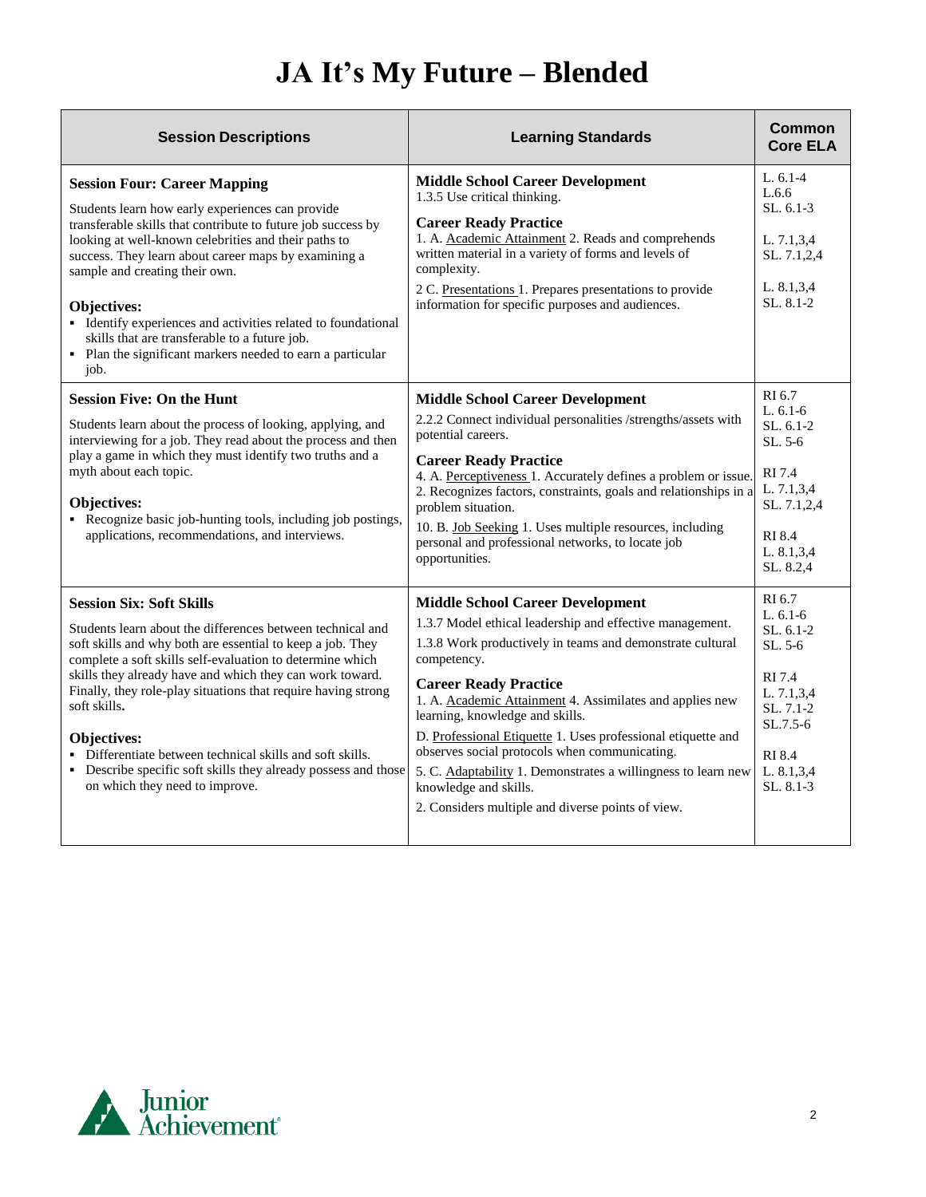# JA It's My Future – Blended

| Session Descriptions | Learning Standards | Common Core ELA |
|---|---|---|
| **Session Four: Career Mapping**<br><br>Students learn how early experiences can provide transferable skills that contribute to future job success by looking at well-known celebrities and their paths to success. They learn about career maps by examining a sample and creating their own.<br><br>**Objectives:**<br>▪ Identify experiences and activities related to foundational skills that are transferable to a future job.<br>▪ Plan the significant markers needed to earn a particular job. | **Middle School Career Development**<br>1.3.5 Use critical thinking.<br><br>**Career Ready Practice**<br>1. A. Academic Attainment 2. Reads and comprehends written material in a variety of forms and levels of complexity.<br><br>2 C. Presentations 1. Prepares presentations to provide information for specific purposes and audiences. | L. 6.1-4<br>L.6.6<br>SL. 6.1-3<br><br>L. 7.1,3,4<br>SL. 7.1,2,4<br><br>L. 8.1,3,4<br>SL. 8.1-2 |
| **Session Five: On the Hunt**<br><br>Students learn about the process of looking, applying, and interviewing for a job. They read about the process and then play a game in which they must identify two truths and a myth about each topic.<br><br>**Objectives:**<br>▪ Recognize basic job-hunting tools, including job postings, applications, recommendations, and interviews. | **Middle School Career Development**<br>2.2.2 Connect individual personalities /strengths/assets with potential careers.<br><br>**Career Ready Practice**<br>4. A. Perceptiveness 1. Accurately defines a problem or issue.<br>2. Recognizes factors, constraints, goals and relationships in a problem situation.<br><br>10. B. Job Seeking 1. Uses multiple resources, including personal and professional networks, to locate job opportunities. | RI 6.7<br>L. 6.1-6<br>SL. 6.1-2<br>SL. 5-6<br><br>RI 7.4<br>L. 7.1,3,4<br>SL. 7.1,2,4<br><br>RI 8.4<br>L. 8.1,3,4<br>SL. 8.2,4 |
| **Session Six: Soft Skills**<br><br>Students learn about the differences between technical and soft skills and why both are essential to keep a job. They complete a soft skills self-evaluation to determine which skills they already have and which they can work toward. Finally, they role-play situations that require having strong soft skills.<br><br>**Objectives:**<br>▪ Differentiate between technical skills and soft skills.<br>▪ Describe specific soft skills they already possess and those on which they need to improve. | **Middle School Career Development**<br>1.3.7 Model ethical leadership and effective management.<br>1.3.8 Work productively in teams and demonstrate cultural competency.<br><br>**Career Ready Practice**<br>1. A. Academic Attainment 4. Assimilates and applies new learning, knowledge and skills.<br><br>D. Professional Etiquette 1. Uses professional etiquette and observes social protocols when communicating.<br><br>5. C. Adaptability 1. Demonstrates a willingness to learn new knowledge and skills.<br><br>2. Considers multiple and diverse points of view. | RI 6.7<br>L. 6.1-6<br>SL. 6.1-2<br>SL. 5-6<br><br>RI 7.4<br>L. 7.1,3,4<br>SL. 7.1-2<br>SL.7.5-6<br><br>RI 8.4<br>L. 8.1,3,4<br>SL. 8.1-3 |